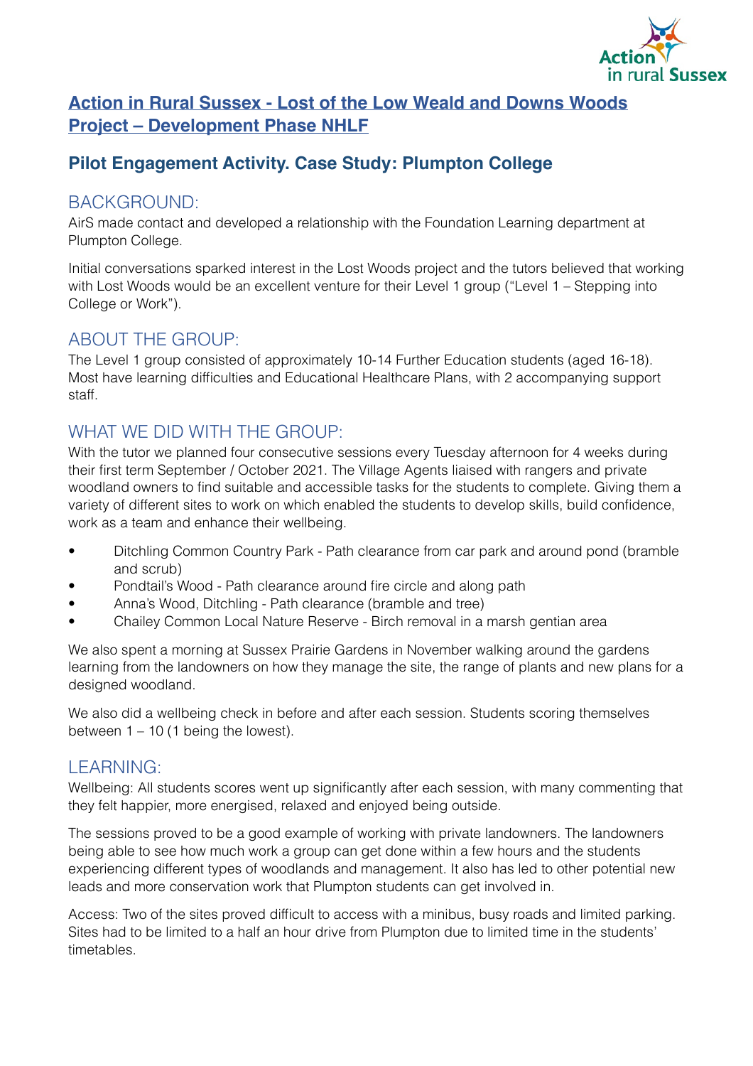# Action in Rural Sussex - Lost of the Low Weald and Downs Woods Project – Development Phase NHLF

## Pilot Engagement Activity. Case Study: Plumpton College

### BACKGROUND:

AirS made contact and developed a relationship with the Foundation Learning department at Plumpton College.

Initial conversations sparked interest in the Lost Woods project and the tutors believed that working with Lost Woods would be an excellent venture for their Level 1 group ("Level 1 – Stepping into College or Work").

### ABOUT THE GROUP:

The Level 1 group consisted of approximately 10-14 Further Education students (aged 16-18). Most have learning difficulties and Educational Healthcare Plans, with 2 accompanying support staff.

### WHAT WE DID WITH THE GROUP:

With the tutor we planned four consecutive sessions every Tuesday afternoon for 4 weeks during their first term September / October 2021. The Village Agents liaised with rangers and private woodland owners to find suitable and accessible tasks for the students to complete. Giving them a variety of different sites to work on which enabled the students to develop skills, build confidence, work as a team and enhance their wellbeing.

- Ditchling Common Country Park - Path clearance from car park and around pond (bramble and scrub)
- Pondtail's Wood - Path clearance around fire circle and along path
- Anna's Wood, Ditchling - Path clearance (bramble and tree)
- Chailey Common Local Nature Reserve - Birch removal in a marsh gentian area

We also spent a morning at Sussex Prairie Gardens in November walking around the gardens learning from the landowners on how they manage the site, the range of plants and new plans for a designed woodland.

We also did a wellbeing check in before and after each session. Students scoring themselves between 1 – 10 (1 being the lowest).

### LEARNING:

Wellbeing: All students scores went up significantly after each session, with many commenting that they felt happier, more energised, relaxed and enjoyed being outside.

The sessions proved to be a good example of working with private landowners. The landowners being able to see how much work a group can get done within a few hours and the students experiencing different types of woodlands and management. It also has led to other potential new leads and more conservation work that Plumpton students can get involved in.

Access: Two of the sites proved difficult to access with a minibus, busy roads and limited parking. Sites had to be limited to a half an hour drive from Plumpton due to limited time in the students' timetables.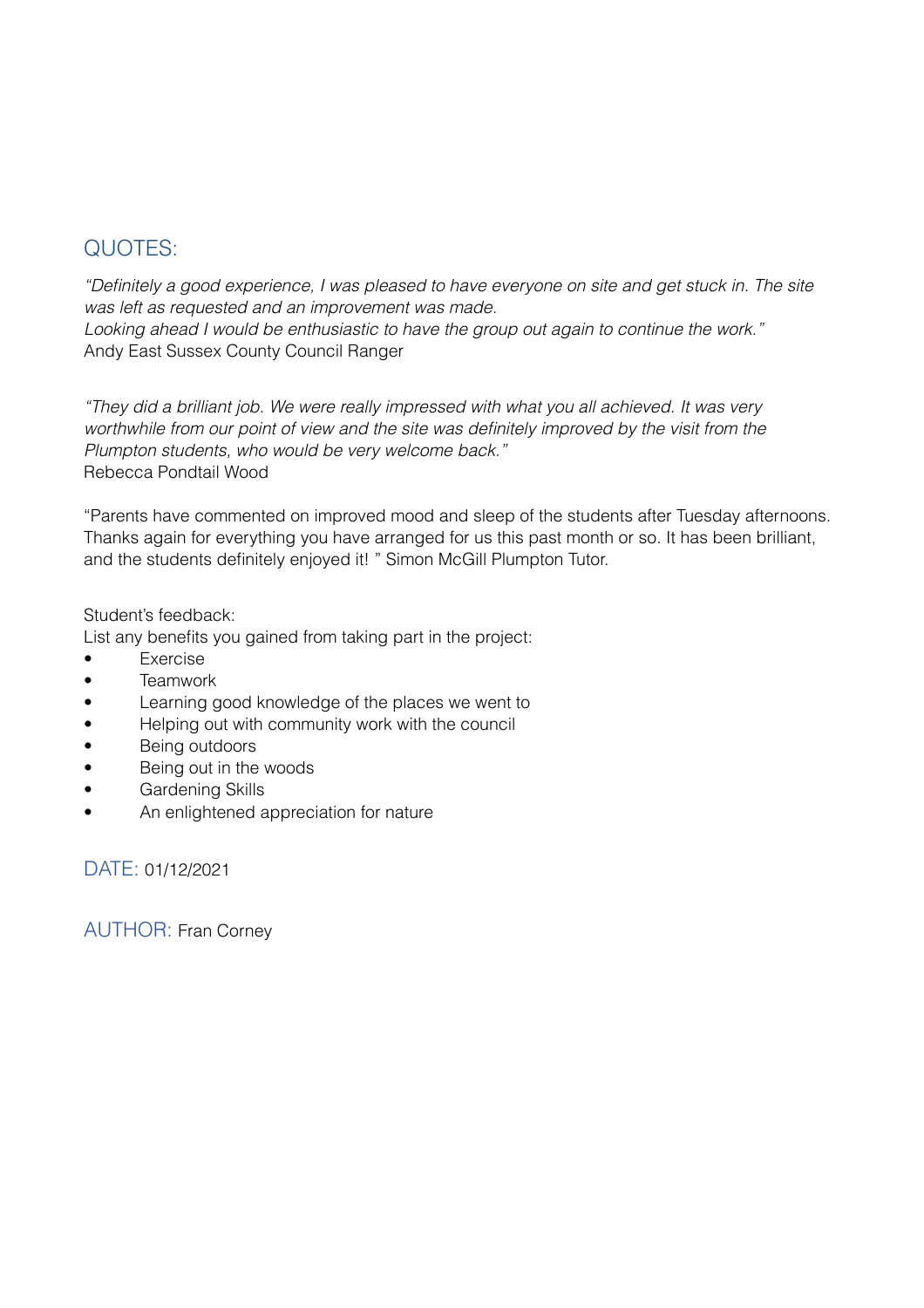## QUOTES:

*"Definitely a good experience, I was pleased to have everyone on site and get stuck in. The site was left as requested and an improvement was made.*
*Looking ahead I would be enthusiastic to have the group out again to continue the work."*
Andy East Sussex County Council Ranger

*"They did a brilliant job. We were really impressed with what you all achieved. It was very worthwhile from our point of view and the site was definitely improved by the visit from the Plumpton students, who would be very welcome back."*
Rebecca Pondtail Wood

"Parents have commented on improved mood and sleep of the students after Tuesday afternoons. Thanks again for everything you have arranged for us this past month or so. It has been brilliant, and the students definitely enjoyed it! " Simon McGill Plumpton Tutor.

Student's feedback:
List any benefits you gained from taking part in the project:

- Exercise
- Teamwork
- Learning good knowledge of the places we went to
- Helping out with community work with the council
- Being outdoors
- Being out in the woods
- Gardening Skills
- An enlightened appreciation for nature

DATE: 01/12/2021

AUTHOR: Fran Corney